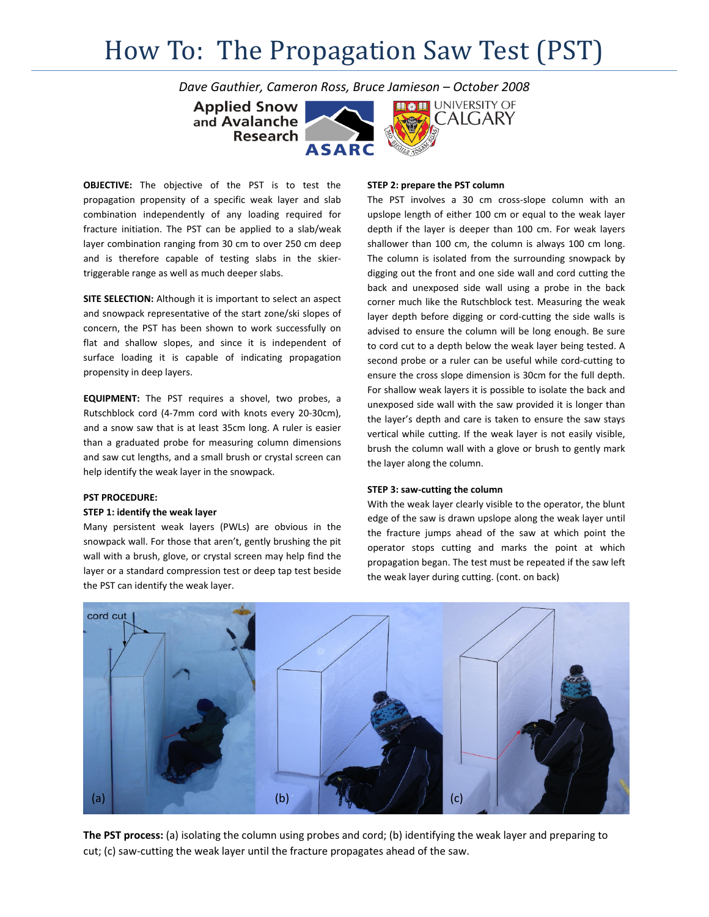# How To: The Propagation Saw Test (PST)

*Dave Gauthier, Cameron Ross, Bruce Jamieson – October 2008*

Applied Snow and Avalanche Research — ASARC — University of Calgary

**OBJECTIVE:** The objective of the PST is to test the propagation propensity of a specific weak layer and slab combination independently of any loading required for fracture initiation. The PST can be applied to a slab/weak layer combination ranging from 30 cm to over 250 cm deep and is therefore capable of testing slabs in the skier-triggerable range as well as much deeper slabs.

**SITE SELECTION:** Although it is important to select an aspect and snowpack representative of the start zone/ski slopes of concern, the PST has been shown to work successfully on flat and shallow slopes, and since it is independent of surface loading it is capable of indicating propagation propensity in deep layers.

**EQUIPMENT:** The PST requires a shovel, two probes, a Rutschblock cord (4-7mm cord with knots every 20-30cm), and a snow saw that is at least 35cm long. A ruler is easier than a graduated probe for measuring column dimensions and saw cut lengths, and a small brush or crystal screen can help identify the weak layer in the snowpack.

**PST PROCEDURE:**

**STEP 1: identify the weak layer**

Many persistent weak layers (PWLs) are obvious in the snowpack wall. For those that aren't, gently brushing the pit wall with a brush, glove, or crystal screen may help find the layer or a standard compression test or deep tap test beside the PST can identify the weak layer.

**STEP 2: prepare the PST column**

The PST involves a 30 cm cross-slope column with an upslope length of either 100 cm or equal to the weak layer depth if the layer is deeper than 100 cm. For weak layers shallower than 100 cm, the column is always 100 cm long. The column is isolated from the surrounding snowpack by digging out the front and one side wall and cord cutting the back and unexposed side wall using a probe in the back corner much like the Rutschblock test. Measuring the weak layer depth before digging or cord-cutting the side walls is advised to ensure the column will be long enough. Be sure to cord cut to a depth below the weak layer being tested. A second probe or a ruler can be useful while cord-cutting to ensure the cross slope dimension is 30cm for the full depth. For shallow weak layers it is possible to isolate the back and unexposed side wall with the saw provided it is longer than the layer's depth and care is taken to ensure the saw stays vertical while cutting. If the weak layer is not easily visible, brush the column wall with a glove or brush to gently mark the layer along the column.

**STEP 3: saw-cutting the column**

With the weak layer clearly visible to the operator, the blunt edge of the saw is drawn upslope along the weak layer until the fracture jumps ahead of the saw at which point the operator stops cutting and marks the point at which propagation began. The test must be repeated if the saw left the weak layer during cutting. (cont. on back)

**The PST process:** (a) isolating the column using probes and cord; (b) identifying the weak layer and preparing to cut; (c) saw-cutting the weak layer until the fracture propagates ahead of the saw.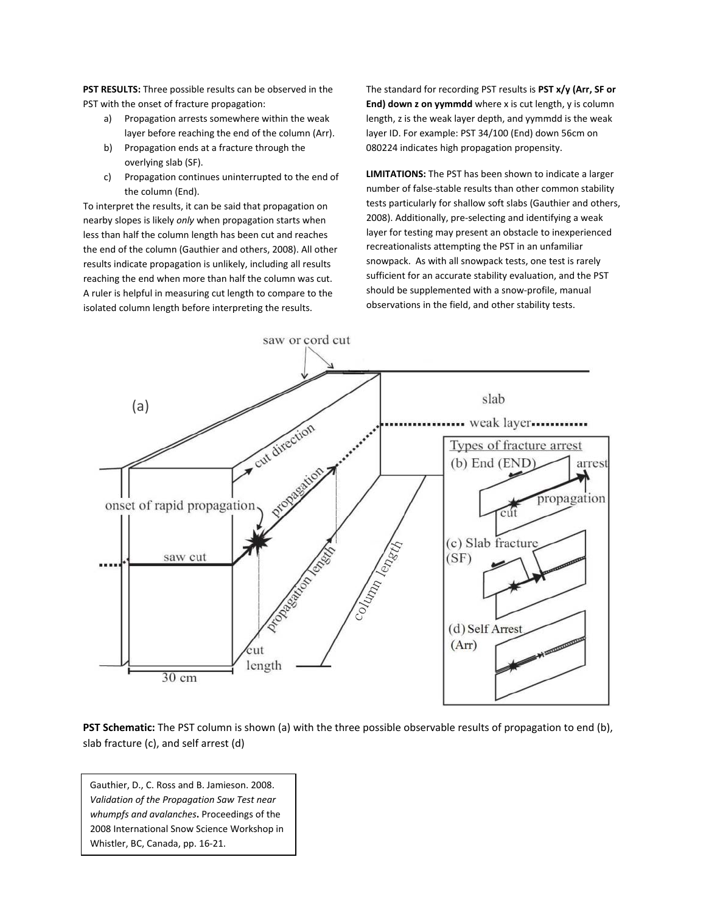**PST RESULTS:** Three possible results can be observed in the PST with the onset of fracture propagation:

a) Propagation arrests somewhere within the weak layer before reaching the end of the column (Arr).
b) Propagation ends at a fracture through the overlying slab (SF).
c) Propagation continues uninterrupted to the end of the column (End).

To interpret the results, it can be said that propagation on nearby slopes is likely *only* when propagation starts when less than half the column length has been cut and reaches the end of the column (Gauthier and others, 2008). All other results indicate propagation is unlikely, including all results reaching the end when more than half the column was cut. A ruler is helpful in measuring cut length to compare to the isolated column length before interpreting the results.

The standard for recording PST results is **PST x/y (Arr, SF or End) down z on yymmdd** where x is cut length, y is column length, z is the weak layer depth, and yymmdd is the weak layer ID. For example: PST 34/100 (End) down 56cm on 080224 indicates high propagation propensity.

**LIMITATIONS:** The PST has been shown to indicate a larger number of false-stable results than other common stability tests particularly for shallow soft slabs (Gauthier and others, 2008). Additionally, pre-selecting and identifying a weak layer for testing may present an obstacle to inexperienced recreationalists attempting the PST in an unfamiliar snowpack. As with all snowpack tests, one test is rarely sufficient for an accurate stability evaluation, and the PST should be supplemented with a snow-profile, manual observations in the field, and other stability tests.

(a)
saw or cord cut
slab
weak layer
cut direction
propagation
onset of rapid propagation
saw cut
propagation length
column length
cut length
30 cm

Types of fracture arrest
(b) End (END)
arrest
propagation
cut
(c) Slab fracture (SF)
(d) Self Arrest (Arr)

**PST Schematic:** The PST column is shown (a) with the three possible observable results of propagation to end (b), slab fracture (c), and self arrest (d)

Gauthier, D., C. Ross and B. Jamieson. 2008. *Validation of the Propagation Saw Test near whumpfs and avalanches*. Proceedings of the 2008 International Snow Science Workshop in Whistler, BC, Canada, pp. 16-21.